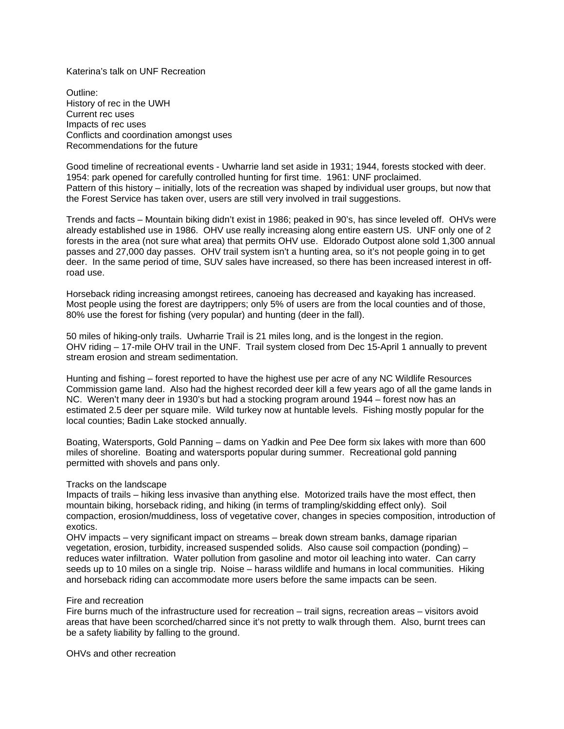Katerina's talk on UNF Recreation

Outline:
History of rec in the UWH
Current rec uses
Impacts of rec uses
Conflicts and coordination amongst uses
Recommendations for the future

Good timeline of recreational events - Uwharrie land set aside in 1931; 1944, forests stocked with deer. 1954: park opened for carefully controlled hunting for first time. 1961: UNF proclaimed.
Pattern of this history – initially, lots of the recreation was shaped by individual user groups, but now that the Forest Service has taken over, users are still very involved in trail suggestions.

Trends and facts – Mountain biking didn't exist in 1986; peaked in 90's, has since leveled off. OHVs were already established use in 1986. OHV use really increasing along entire eastern US. UNF only one of 2 forests in the area (not sure what area) that permits OHV use. Eldorado Outpost alone sold 1,300 annual passes and 27,000 day passes. OHV trail system isn't a hunting area, so it's not people going in to get deer. In the same period of time, SUV sales have increased, so there has been increased interest in off-road use.

Horseback riding increasing amongst retirees, canoeing has decreased and kayaking has increased. Most people using the forest are daytrippers; only 5% of users are from the local counties and of those, 80% use the forest for fishing (very popular) and hunting (deer in the fall).

50 miles of hiking-only trails. Uwharrie Trail is 21 miles long, and is the longest in the region.
OHV riding – 17-mile OHV trail in the UNF. Trail system closed from Dec 15-April 1 annually to prevent stream erosion and stream sedimentation.

Hunting and fishing – forest reported to have the highest use per acre of any NC Wildlife Resources Commission game land. Also had the highest recorded deer kill a few years ago of all the game lands in NC. Weren't many deer in 1930's but had a stocking program around 1944 – forest now has an estimated 2.5 deer per square mile. Wild turkey now at huntable levels. Fishing mostly popular for the local counties; Badin Lake stocked annually.

Boating, Watersports, Gold Panning – dams on Yadkin and Pee Dee form six lakes with more than 600 miles of shoreline. Boating and watersports popular during summer. Recreational gold panning permitted with shovels and pans only.

Tracks on the landscape
Impacts of trails – hiking less invasive than anything else. Motorized trails have the most effect, then mountain biking, horseback riding, and hiking (in terms of trampling/skidding effect only). Soil compaction, erosion/muddiness, loss of vegetative cover, changes in species composition, introduction of exotics.
OHV impacts – very significant impact on streams – break down stream banks, damage riparian vegetation, erosion, turbidity, increased suspended solids. Also cause soil compaction (ponding) – reduces water infiltration. Water pollution from gasoline and motor oil leaching into water. Can carry seeds up to 10 miles on a single trip. Noise – harass wildlife and humans in local communities. Hiking and horseback riding can accommodate more users before the same impacts can be seen.

Fire and recreation
Fire burns much of the infrastructure used for recreation – trail signs, recreation areas – visitors avoid areas that have been scorched/charred since it's not pretty to walk through them. Also, burnt trees can be a safety liability by falling to the ground.

OHVs and other recreation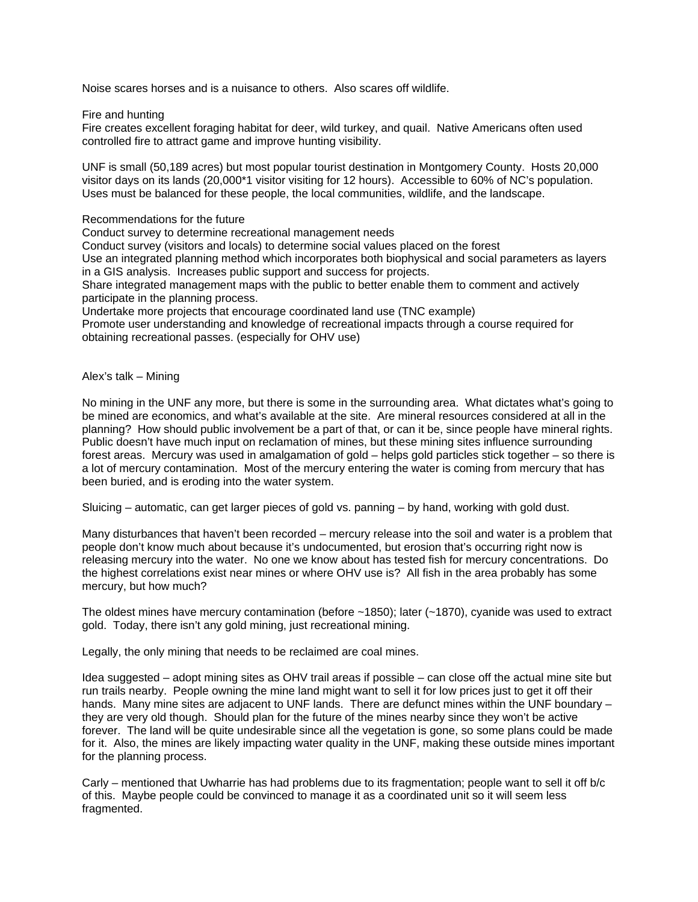Noise scares horses and is a nuisance to others. Also scares off wildlife.

Fire and hunting
Fire creates excellent foraging habitat for deer, wild turkey, and quail. Native Americans often used controlled fire to attract game and improve hunting visibility.

UNF is small (50,189 acres) but most popular tourist destination in Montgomery County. Hosts 20,000 visitor days on its lands (20,000*1 visitor visiting for 12 hours). Accessible to 60% of NC's population. Uses must be balanced for these people, the local communities, wildlife, and the landscape.

Recommendations for the future
Conduct survey to determine recreational management needs
Conduct survey (visitors and locals) to determine social values placed on the forest
Use an integrated planning method which incorporates both biophysical and social parameters as layers in a GIS analysis. Increases public support and success for projects.
Share integrated management maps with the public to better enable them to comment and actively participate in the planning process.
Undertake more projects that encourage coordinated land use (TNC example)
Promote user understanding and knowledge of recreational impacts through a course required for obtaining recreational passes. (especially for OHV use)

Alex's talk – Mining

No mining in the UNF any more, but there is some in the surrounding area. What dictates what's going to be mined are economics, and what's available at the site. Are mineral resources considered at all in the planning? How should public involvement be a part of that, or can it be, since people have mineral rights. Public doesn't have much input on reclamation of mines, but these mining sites influence surrounding forest areas. Mercury was used in amalgamation of gold – helps gold particles stick together – so there is a lot of mercury contamination. Most of the mercury entering the water is coming from mercury that has been buried, and is eroding into the water system.

Sluicing – automatic, can get larger pieces of gold vs. panning – by hand, working with gold dust.

Many disturbances that haven't been recorded – mercury release into the soil and water is a problem that people don't know much about because it's undocumented, but erosion that's occurring right now is releasing mercury into the water. No one we know about has tested fish for mercury concentrations. Do the highest correlations exist near mines or where OHV use is? All fish in the area probably has some mercury, but how much?

The oldest mines have mercury contamination (before ~1850); later (~1870), cyanide was used to extract gold. Today, there isn't any gold mining, just recreational mining.

Legally, the only mining that needs to be reclaimed are coal mines.

Idea suggested – adopt mining sites as OHV trail areas if possible – can close off the actual mine site but run trails nearby. People owning the mine land might want to sell it for low prices just to get it off their hands. Many mine sites are adjacent to UNF lands. There are defunct mines within the UNF boundary – they are very old though. Should plan for the future of the mines nearby since they won't be active forever. The land will be quite undesirable since all the vegetation is gone, so some plans could be made for it. Also, the mines are likely impacting water quality in the UNF, making these outside mines important for the planning process.

Carly – mentioned that Uwharrie has had problems due to its fragmentation; people want to sell it off b/c of this. Maybe people could be convinced to manage it as a coordinated unit so it will seem less fragmented.